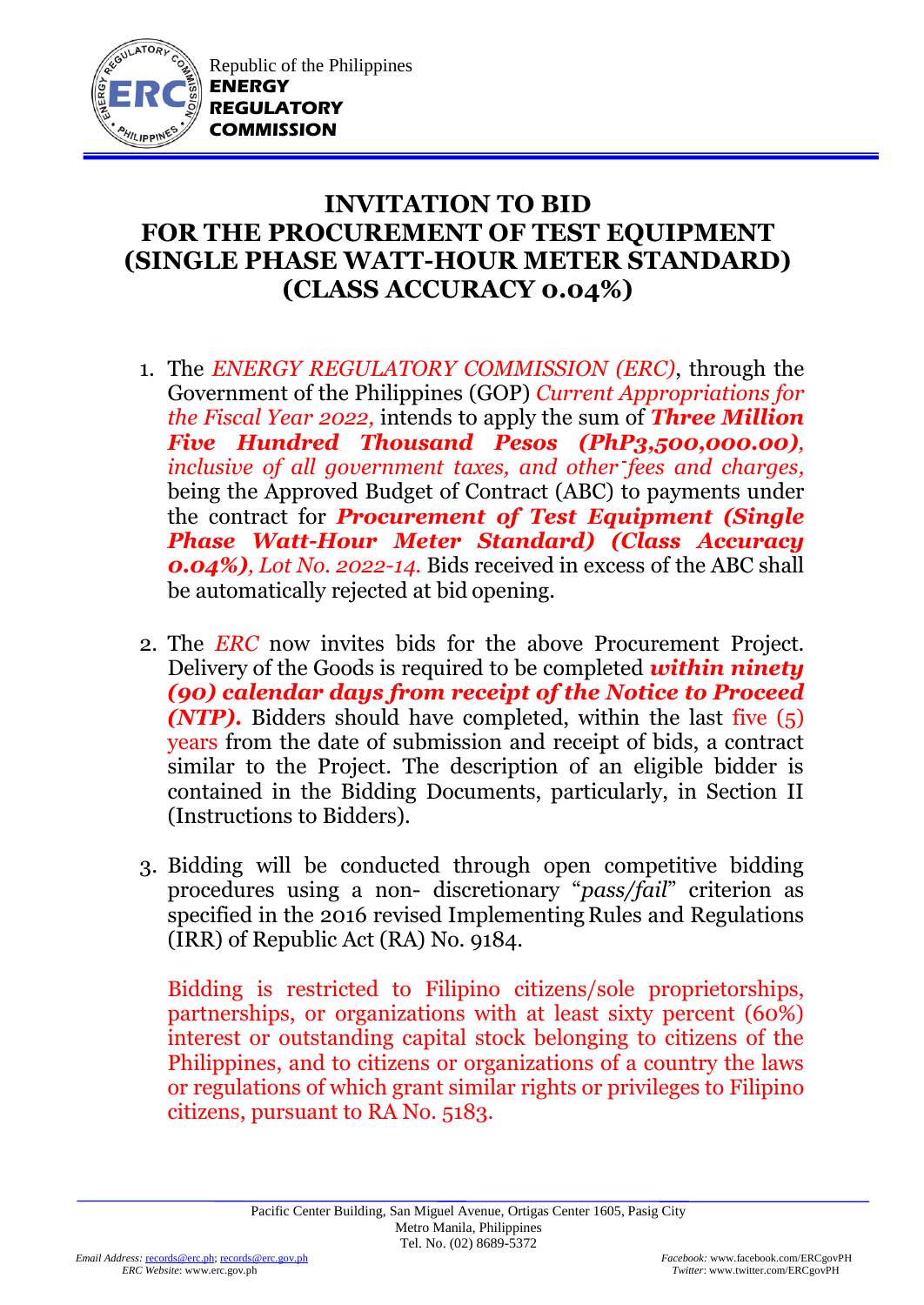Republic of the Philippines
**ENERGY REGULATORY COMMISSION**

# INVITATION TO BID FOR THE PROCUREMENT OF TEST EQUIPMENT (SINGLE PHASE WATT-HOUR METER STANDARD) (CLASS ACCURACY 0.04%)

1. The *ENERGY REGULATORY COMMISSION (ERC)*, through the Government of the Philippines (GOP) *Current Appropriations for the Fiscal Year 2022,* intends to apply the sum of ***Three Million Five Hundred Thousand Pesos (PhP3,500,000.00)****, inclusive of all government taxes, and other fees and charges,* being the Approved Budget of Contract (ABC) to payments under the contract for ***Procurement of Test Equipment (Single Phase Watt-Hour Meter Standard) (Class Accuracy 0.04%)****, Lot No. 2022-14.* Bids received in excess of the ABC shall be automatically rejected at bid opening.

2. The *ERC* now invites bids for the above Procurement Project. Delivery of the Goods is required to be completed ***within ninety (90) calendar days from receipt of the Notice to Proceed (NTP).*** Bidders should have completed, within the last five (5) years from the date of submission and receipt of bids, a contract similar to the Project. The description of an eligible bidder is contained in the Bidding Documents, particularly, in Section II (Instructions to Bidders).

3. Bidding will be conducted through open competitive bidding procedures using a non- discretionary "*pass/fail*" criterion as specified in the 2016 revised Implementing Rules and Regulations (IRR) of Republic Act (RA) No. 9184.

   Bidding is restricted to Filipino citizens/sole proprietorships, partnerships, or organizations with at least sixty percent (60%) interest or outstanding capital stock belonging to citizens of the Philippines, and to citizens or organizations of a country the laws or regulations of which grant similar rights or privileges to Filipino citizens, pursuant to RA No. 5183.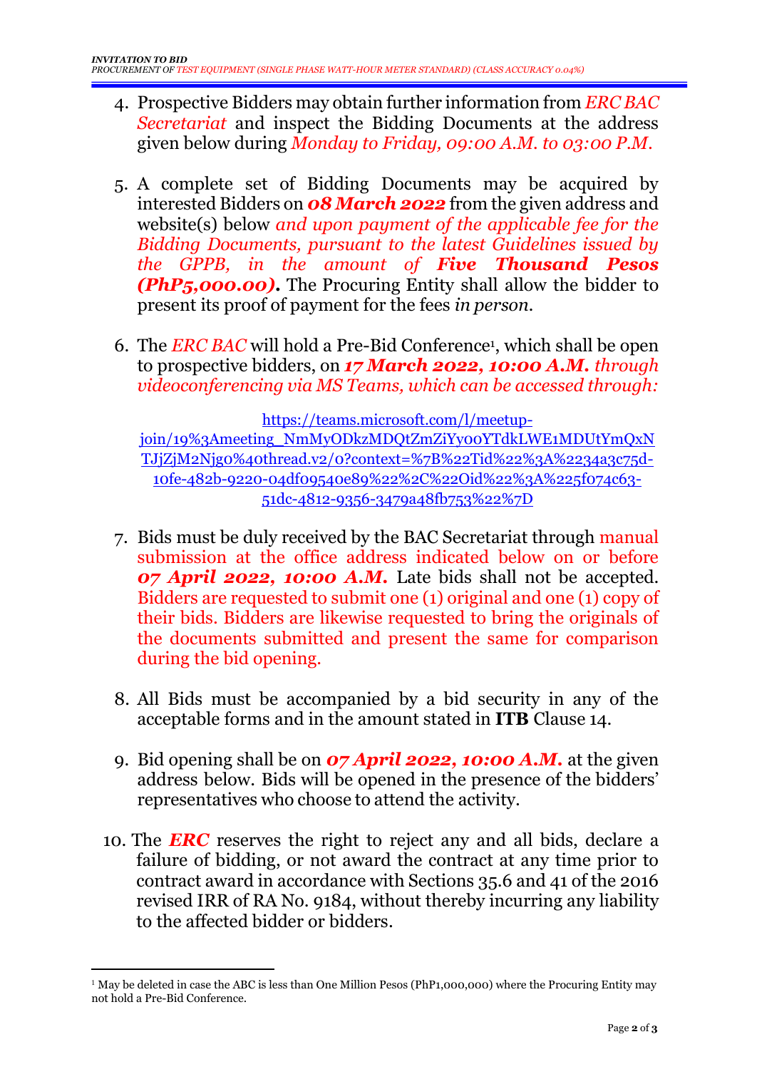4. Prospective Bidders may obtain further information from *ERC BAC Secretariat* and inspect the Bidding Documents at the address given below during *Monday to Friday, 09:00 A.M. to 03:00 P.M.*

5. A complete set of Bidding Documents may be acquired by interested Bidders on ***08 March 2022*** from the given address and website(s) below *and upon payment of the applicable fee for the Bidding Documents, pursuant to the latest Guidelines issued by the GPPB, in the amount of **Five Thousand Pesos (PhP5,000.00)**.* The Procuring Entity shall allow the bidder to present its proof of payment for the fees *in person*.

6. The *ERC BAC* will hold a Pre-Bid Conference[1], which shall be open to prospective bidders, on ***17 March 2022, 10:00 A.M.*** *through videoconferencing via MS Teams, which can be accessed through:*

   https://teams.microsoft.com/l/meetup-join/19%3Ameeting_NmMyODkzMDQtZmZiYy00YTdkLWE1MDUtYmQxNTJjZjM2Njg0%40thread.v2/0?context=%7B%22Tid%22%3A%2234a3c75d-10fe-482b-9220-04df09540e89%22%2C%22Oid%22%3A%225f074c63-51dc-4812-9356-3479a48fb753%22%7D

7. Bids must be duly received by the BAC Secretariat through manual submission at the office address indicated below on or before ***07 April 2022, 10:00 A.M.*** Late bids shall not be accepted. Bidders are requested to submit one (1) original and one (1) copy of their bids. Bidders are likewise requested to bring the originals of the documents submitted and present the same for comparison during the bid opening.

8. All Bids must be accompanied by a bid security in any of the acceptable forms and in the amount stated in **ITB** Clause 14.

9. Bid opening shall be on ***07 April 2022, 10:00 A.M.*** at the given address below. Bids will be opened in the presence of the bidders' representatives who choose to attend the activity.

10. The ***ERC*** reserves the right to reject any and all bids, declare a failure of bidding, or not award the contract at any time prior to contract award in accordance with Sections 35.6 and 41 of the 2016 revised IRR of RA No. 9184, without thereby incurring any liability to the affected bidder or bidders.

---

[1] May be deleted in case the ABC is less than One Million Pesos (PhP1,000,000) where the Procuring Entity may not hold a Pre-Bid Conference.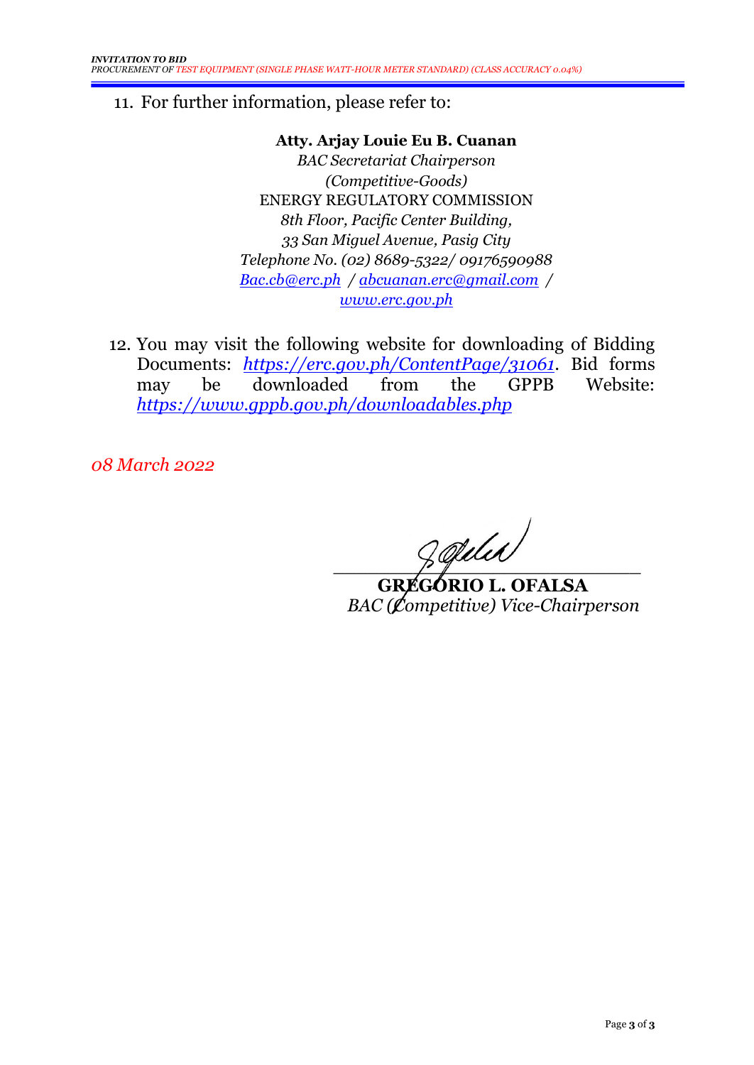11. For further information, please refer to:

**Atty. Arjay Louie Eu B. Cuanan**
*BAC Secretariat Chairperson*
*(Competitive-Goods)*
ENERGY REGULATORY COMMISSION
*8th Floor, Pacific Center Building,*
*33 San Miguel Avenue, Pasig City*
*Telephone No. (02) 8689-5322/ 09176590988*
*Bac.cb@erc.ph* / *abcuanan.erc@gmail.com* /
*www.erc.gov.ph*

12. You may visit the following website for downloading of Bidding Documents: *https://erc.gov.ph/ContentPage/31061*. Bid forms may be downloaded from the GPPB Website: *https://www.gppb.gov.ph/downloadables.php*

*08 March 2022*

**GREGORIO L. OFALSA**
*BAC (Competitive) Vice-Chairperson*